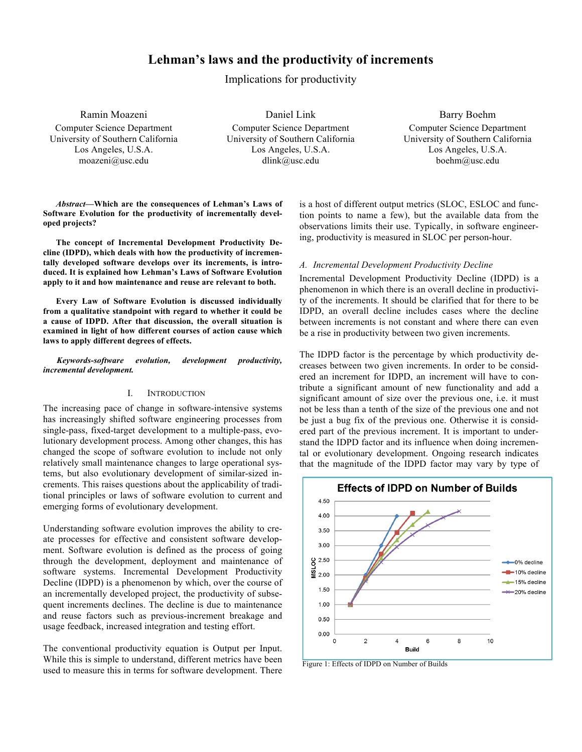# Lehman's laws and the productivity of increments

Implications for productivity

Ramin Moazeni
Computer Science Department
University of Southern California
Los Angeles, U.S.A.
moazeni@usc.edu

Daniel Link
Computer Science Department
University of Southern California
Los Angeles, U.S.A.
dlink@usc.edu

Barry Boehm
Computer Science Department
University of Southern California
Los Angeles, U.S.A.
boehm@usc.edu

***Abstract*—Which are the consequences of Lehman's Laws of Software Evolution for the productivity of incrementally developed projects?**

**The concept of Incremental Development Productivity Decline (IDPD), which deals with how the productivity of incrementally developed software develops over its increments, is introduced. It is explained how Lehman's Laws of Software Evolution apply to it and how maintenance and reuse are relevant to both.**

**Every Law of Software Evolution is discussed individually from a qualitative standpoint with regard to whether it could be a cause of IDPD. After that discussion, the overall situation is examined in light of how different courses of action cause which laws to apply different degrees of effects.**

***Keywords-software evolution, development productivity, incremental development.***

## I. Introduction

The increasing pace of change in software-intensive systems has increasingly shifted software engineering processes from single-pass, fixed-target development to a multiple-pass, evolutionary development process. Among other changes, this has changed the scope of software evolution to include not only relatively small maintenance changes to large operational systems, but also evolutionary development of similar-sized increments. This raises questions about the applicability of traditional principles or laws of software evolution to current and emerging forms of evolutionary development.

Understanding software evolution improves the ability to create processes for effective and consistent software development. Software evolution is defined as the process of going through the development, deployment and maintenance of software systems. Incremental Development Productivity Decline (IDPD) is a phenomenon by which, over the course of an incrementally developed project, the productivity of subsequent increments declines. The decline is due to maintenance and reuse factors such as previous-increment breakage and usage feedback, increased integration and testing effort.

The conventional productivity equation is Output per Input. While this is simple to understand, different metrics have been used to measure this in terms for software development. There is a host of different output metrics (SLOC, ESLOC and function points to name a few), but the available data from the observations limits their use. Typically, in software engineering, productivity is measured in SLOC per person-hour.

### A. Incremental Development Productivity Decline

Incremental Development Productivity Decline (IDPD) is a phenomenon in which there is an overall decline in productivity of the increments. It should be clarified that for there to be IDPD, an overall decline includes cases where the decline between increments is not constant and where there can even be a rise in productivity between two given increments.

The IDPD factor is the percentage by which productivity decreases between two given increments. In order to be considered an increment for IDPD, an increment will have to contribute a significant amount of new functionality and add a significant amount of size over the previous one, i.e. it must not be less than a tenth of the size of the previous one and not be just a bug fix of the previous one. Otherwise it is considered part of the previous increment. It is important to understand the IDPD factor and its influence when doing incremental or evolutionary development. Ongoing research indicates that the magnitude of the IDPD factor may vary by type of

Figure 1: Effects of IDPD on Number of Builds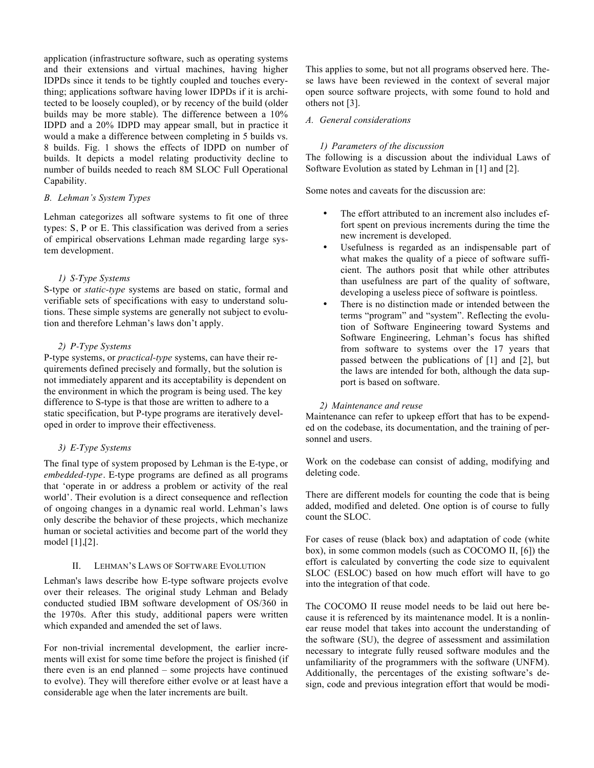application (infrastructure software, such as operating systems and their extensions and virtual machines, having higher IDPDs since it tends to be tightly coupled and touches everything; applications software having lower IDPDs if it is architected to be loosely coupled), or by recency of the build (older builds may be more stable). The difference between a 10% IDPD and a 20% IDPD may appear small, but in practice it would a make a difference between completing in 5 builds vs. 8 builds. Fig. 1 shows the effects of IDPD on number of builds. It depicts a model relating productivity decline to number of builds needed to reach 8M SLOC Full Operational Capability.

### B. Lehman's System Types

Lehman categorizes all software systems to fit one of three types: S, P or E. This classification was derived from a series of empirical observations Lehman made regarding large system development.

#### 1) S-Type Systems

S-type or *static-type* systems are based on static, formal and verifiable sets of specifications with easy to understand solutions. These simple systems are generally not subject to evolution and therefore Lehman's laws don't apply.

#### 2) P-Type Systems

P-type systems, or *practical-type* systems, can have their requirements defined precisely and formally, but the solution is not immediately apparent and its acceptability is dependent on the environment in which the program is being used. The key difference to S-type is that those are written to adhere to a static specification, but P-type programs are iteratively developed in order to improve their effectiveness.

#### 3) E-Type Systems

The final type of system proposed by Lehman is the E-type, or *embedded-type*. E-type programs are defined as all programs that 'operate in or address a problem or activity of the real world'. Their evolution is a direct consequence and reflection of ongoing changes in a dynamic real world. Lehman's laws only describe the behavior of these projects, which mechanize human or societal activities and become part of the world they model [1],[2].

## II. Lehman's Laws of Software Evolution

Lehman's laws describe how E-type software projects evolve over their releases. The original study Lehman and Belady conducted studied IBM software development of OS/360 in the 1970s. After this study, additional papers were written which expanded and amended the set of laws.

For non-trivial incremental development, the earlier increments will exist for some time before the project is finished (if there even is an end planned – some projects have continued to evolve). They will therefore either evolve or at least have a considerable age when the later increments are built.

This applies to some, but not all programs observed here. These laws have been reviewed in the context of several major open source software projects, with some found to hold and others not [3].

### A. General considerations

#### 1) Parameters of the discussion

The following is a discussion about the individual Laws of Software Evolution as stated by Lehman in [1] and [2].

Some notes and caveats for the discussion are:

- The effort attributed to an increment also includes effort spent on previous increments during the time the new increment is developed.
- Usefulness is regarded as an indispensable part of what makes the quality of a piece of software sufficient. The authors posit that while other attributes than usefulness are part of the quality of software, developing a useless piece of software is pointless.
- There is no distinction made or intended between the terms "program" and "system". Reflecting the evolution of Software Engineering toward Systems and Software Engineering, Lehman's focus has shifted from software to systems over the 17 years that passed between the publications of [1] and [2], but the laws are intended for both, although the data support is based on software.

#### 2) Maintenance and reuse

Maintenance can refer to upkeep effort that has to be expended on the codebase, its documentation, and the training of personnel and users.

Work on the codebase can consist of adding, modifying and deleting code.

There are different models for counting the code that is being added, modified and deleted. One option is of course to fully count the SLOC.

For cases of reuse (black box) and adaptation of code (white box), in some common models (such as COCOMO II, [6]) the effort is calculated by converting the code size to equivalent SLOC (ESLOC) based on how much effort will have to go into the integration of that code.

The COCOMO II reuse model needs to be laid out here because it is referenced by its maintenance model. It is a nonlinear reuse model that takes into account the understanding of the software (SU), the degree of assessment and assimilation necessary to integrate fully reused software modules and the unfamiliarity of the programmers with the software (UNFM). Additionally, the percentages of the existing software's design, code and previous integration effort that would be modi-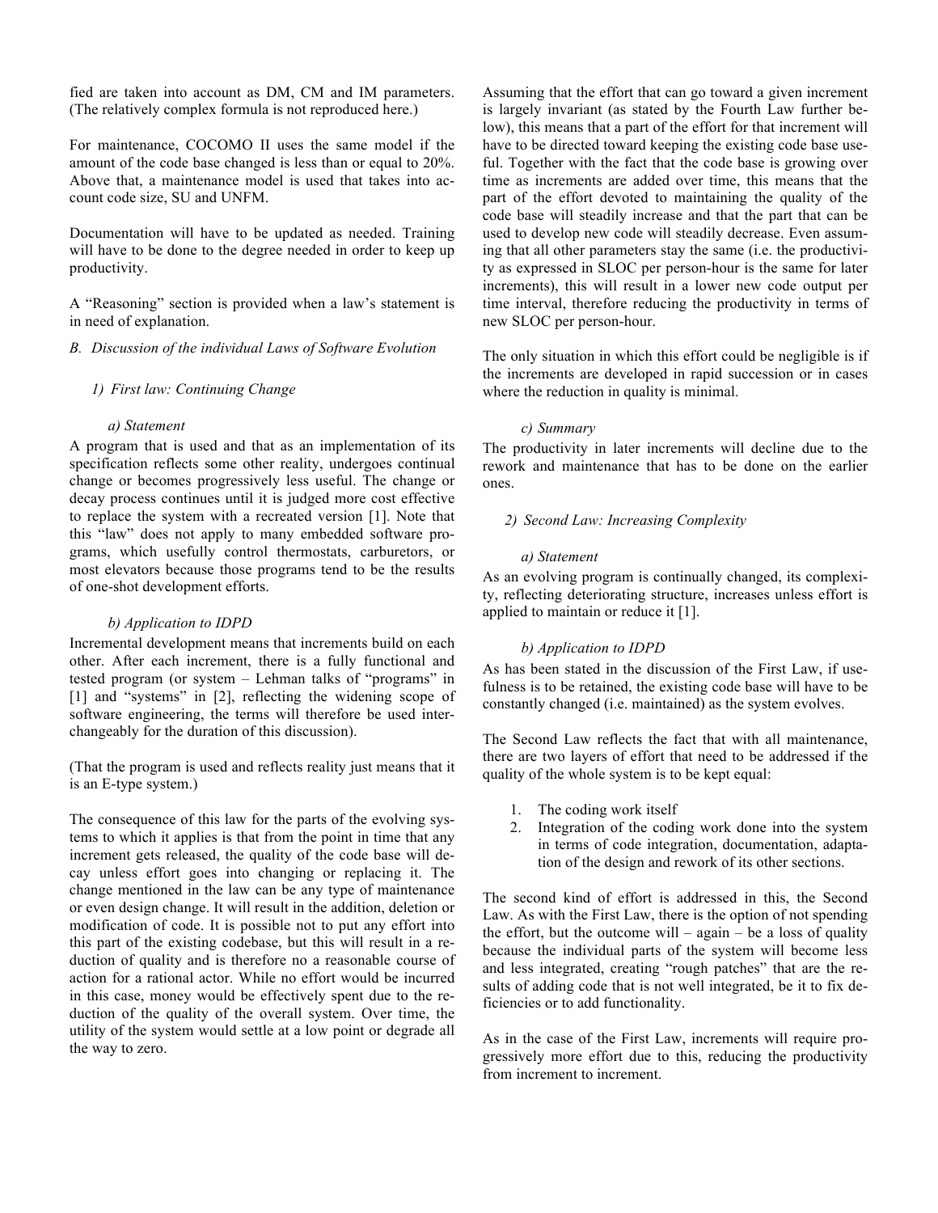fied are taken into account as DM, CM and IM parameters. (The relatively complex formula is not reproduced here.)

For maintenance, COCOMO II uses the same model if the amount of the code base changed is less than or equal to 20%. Above that, a maintenance model is used that takes into account code size, SU and UNFM.

Documentation will have to be updated as needed. Training will have to be done to the degree needed in order to keep up productivity.

A "Reasoning" section is provided when a law's statement is in need of explanation.

### *B. Discussion of the individual Laws of Software Evolution*

#### *1) First law: Continuing Change*

##### *a) Statement*

A program that is used and that as an implementation of its specification reflects some other reality, undergoes continual change or becomes progressively less useful. The change or decay process continues until it is judged more cost effective to replace the system with a recreated version [1]. Note that this "law" does not apply to many embedded software programs, which usefully control thermostats, carburetors, or most elevators because those programs tend to be the results of one-shot development efforts.

##### *b) Application to IDPD*

Incremental development means that increments build on each other. After each increment, there is a fully functional and tested program (or system – Lehman talks of "programs" in [1] and "systems" in [2], reflecting the widening scope of software engineering, the terms will therefore be used interchangeably for the duration of this discussion).

(That the program is used and reflects reality just means that it is an E-type system.)

The consequence of this law for the parts of the evolving systems to which it applies is that from the point in time that any increment gets released, the quality of the code base will decay unless effort goes into changing or replacing it. The change mentioned in the law can be any type of maintenance or even design change. It will result in the addition, deletion or modification of code. It is possible not to put any effort into this part of the existing codebase, but this will result in a reduction of quality and is therefore no a reasonable course of action for a rational actor. While no effort would be incurred in this case, money would be effectively spent due to the reduction of the quality of the overall system. Over time, the utility of the system would settle at a low point or degrade all the way to zero.

Assuming that the effort that can go toward a given increment is largely invariant (as stated by the Fourth Law further below), this means that a part of the effort for that increment will have to be directed toward keeping the existing code base useful. Together with the fact that the code base is growing over time as increments are added over time, this means that the part of the effort devoted to maintaining the quality of the code base will steadily increase and that the part that can be used to develop new code will steadily decrease. Even assuming that all other parameters stay the same (i.e. the productivity as expressed in SLOC per person-hour is the same for later increments), this will result in a lower new code output per time interval, therefore reducing the productivity in terms of new SLOC per person-hour.

The only situation in which this effort could be negligible is if the increments are developed in rapid succession or in cases where the reduction in quality is minimal.

##### *c) Summary*

The productivity in later increments will decline due to the rework and maintenance that has to be done on the earlier ones.

#### *2) Second Law: Increasing Complexity*

##### *a) Statement*

As an evolving program is continually changed, its complexity, reflecting deteriorating structure, increases unless effort is applied to maintain or reduce it [1].

##### *b) Application to IDPD*

As has been stated in the discussion of the First Law, if usefulness is to be retained, the existing code base will have to be constantly changed (i.e. maintained) as the system evolves.

The Second Law reflects the fact that with all maintenance, there are two layers of effort that need to be addressed if the quality of the whole system is to be kept equal:

1. The coding work itself
2. Integration of the coding work done into the system in terms of code integration, documentation, adaptation of the design and rework of its other sections.

The second kind of effort is addressed in this, the Second Law. As with the First Law, there is the option of not spending the effort, but the outcome will – again – be a loss of quality because the individual parts of the system will become less and less integrated, creating "rough patches" that are the results of adding code that is not well integrated, be it to fix deficiencies or to add functionality.

As in the case of the First Law, increments will require progressively more effort due to this, reducing the productivity from increment to increment.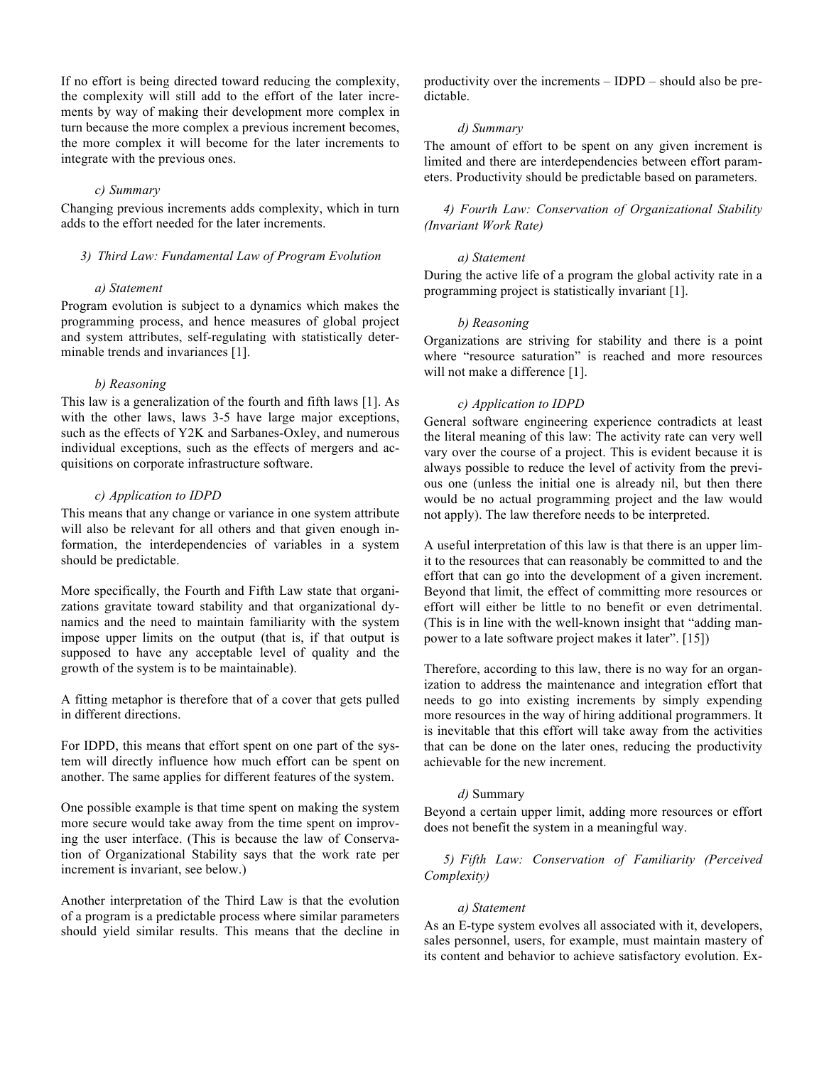If no effort is being directed toward reducing the complexity, the complexity will still add to the effort of the later increments by way of making their development more complex in turn because the more complex a previous increment becomes, the more complex it will become for the later increments to integrate with the previous ones.

##### c) Summary

Changing previous increments adds complexity, which in turn adds to the effort needed for the later increments.

#### 3) Third Law: Fundamental Law of Program Evolution

##### a) Statement

Program evolution is subject to a dynamics which makes the programming process, and hence measures of global project and system attributes, self-regulating with statistically determinable trends and invariances [1].

##### b) Reasoning

This law is a generalization of the fourth and fifth laws [1]. As with the other laws, laws 3-5 have large major exceptions, such as the effects of Y2K and Sarbanes-Oxley, and numerous individual exceptions, such as the effects of mergers and acquisitions on corporate infrastructure software.

##### c) Application to IDPD

This means that any change or variance in one system attribute will also be relevant for all others and that given enough information, the interdependencies of variables in a system should be predictable.

More specifically, the Fourth and Fifth Law state that organizations gravitate toward stability and that organizational dynamics and the need to maintain familiarity with the system impose upper limits on the output (that is, if that output is supposed to have any acceptable level of quality and the growth of the system is to be maintainable).

A fitting metaphor is therefore that of a cover that gets pulled in different directions.

For IDPD, this means that effort spent on one part of the system will directly influence how much effort can be spent on another. The same applies for different features of the system.

One possible example is that time spent on making the system more secure would take away from the time spent on improving the user interface. (This is because the law of Conservation of Organizational Stability says that the work rate per increment is invariant, see below.)

Another interpretation of the Third Law is that the evolution of a program is a predictable process where similar parameters should yield similar results. This means that the decline in productivity over the increments – IDPD – should also be predictable.

##### d) Summary

The amount of effort to be spent on any given increment is limited and there are interdependencies between effort parameters. Productivity should be predictable based on parameters.

#### 4) Fourth Law: Conservation of Organizational Stability (Invariant Work Rate)

##### a) Statement

During the active life of a program the global activity rate in a programming project is statistically invariant [1].

##### b) Reasoning

Organizations are striving for stability and there is a point where "resource saturation" is reached and more resources will not make a difference [1].

##### c) Application to IDPD

General software engineering experience contradicts at least the literal meaning of this law: The activity rate can very well vary over the course of a project. This is evident because it is always possible to reduce the level of activity from the previous one (unless the initial one is already nil, but then there would be no actual programming project and the law would not apply). The law therefore needs to be interpreted.

A useful interpretation of this law is that there is an upper limit to the resources that can reasonably be committed to and the effort that can go into the development of a given increment. Beyond that limit, the effect of committing more resources or effort will either be little to no benefit or even detrimental. (This is in line with the well-known insight that "adding manpower to a late software project makes it later". [15])

Therefore, according to this law, there is no way for an organization to address the maintenance and integration effort that needs to go into existing increments by simply expending more resources in the way of hiring additional programmers. It is inevitable that this effort will take away from the activities that can be done on the later ones, reducing the productivity achievable for the new increment.

##### d) Summary

Beyond a certain upper limit, adding more resources or effort does not benefit the system in a meaningful way.

#### 5) Fifth Law: Conservation of Familiarity (Perceived Complexity)

##### a) Statement

As an E-type system evolves all associated with it, developers, sales personnel, users, for example, must maintain mastery of its content and behavior to achieve satisfactory evolution. Ex-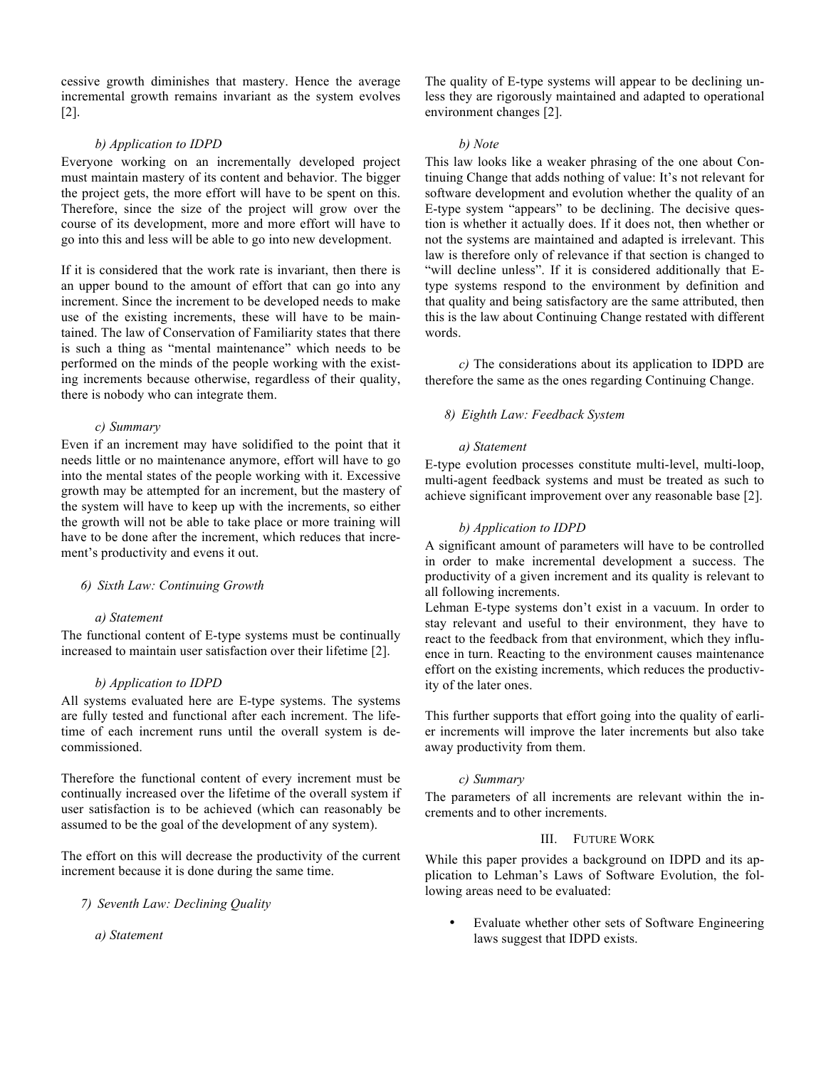cessive growth diminishes that mastery. Hence the average incremental growth remains invariant as the system evolves [2].

*b) Application to IDPD*

Everyone working on an incrementally developed project must maintain mastery of its content and behavior. The bigger the project gets, the more effort will have to be spent on this. Therefore, since the size of the project will grow over the course of its development, more and more effort will have to go into this and less will be able to go into new development.

If it is considered that the work rate is invariant, then there is an upper bound to the amount of effort that can go into any increment. Since the increment to be developed needs to make use of the existing increments, these will have to be maintained. The law of Conservation of Familiarity states that there is such a thing as "mental maintenance" which needs to be performed on the minds of the people working with the existing increments because otherwise, regardless of their quality, there is nobody who can integrate them.

*c) Summary*

Even if an increment may have solidified to the point that it needs little or no maintenance anymore, effort will have to go into the mental states of the people working with it. Excessive growth may be attempted for an increment, but the mastery of the system will have to keep up with the increments, so either the growth will not be able to take place or more training will have to be done after the increment, which reduces that increment's productivity and evens it out.

### 6) Sixth Law: Continuing Growth

*a) Statement*

The functional content of E-type systems must be continually increased to maintain user satisfaction over their lifetime [2].

*b) Application to IDPD*

All systems evaluated here are E-type systems. The systems are fully tested and functional after each increment. The lifetime of each increment runs until the overall system is decommissioned.

Therefore the functional content of every increment must be continually increased over the lifetime of the overall system if user satisfaction is to be achieved (which can reasonably be assumed to be the goal of the development of any system).

The effort on this will decrease the productivity of the current increment because it is done during the same time.

### 7) Seventh Law: Declining Quality

*a) Statement*

The quality of E-type systems will appear to be declining unless they are rigorously maintained and adapted to operational environment changes [2].

*b) Note*

This law looks like a weaker phrasing of the one about Continuing Change that adds nothing of value: It's not relevant for software development and evolution whether the quality of an E-type system "appears" to be declining. The decisive question is whether it actually does. If it does not, then whether or not the systems are maintained and adapted is irrelevant. This law is therefore only of relevance if that section is changed to "will decline unless". If it is considered additionally that E-type systems respond to the environment by definition and that quality and being satisfactory are the same attributed, then this is the law about Continuing Change restated with different words.

*c)* The considerations about its application to IDPD are therefore the same as the ones regarding Continuing Change.

### 8) Eighth Law: Feedback System

*a) Statement*

E-type evolution processes constitute multi-level, multi-loop, multi-agent feedback systems and must be treated as such to achieve significant improvement over any reasonable base [2].

*b) Application to IDPD*

A significant amount of parameters will have to be controlled in order to make incremental development a success. The productivity of a given increment and its quality is relevant to all following increments.

Lehman E-type systems don't exist in a vacuum. In order to stay relevant and useful to their environment, they have to react to the feedback from that environment, which they influence in turn. Reacting to the environment causes maintenance effort on the existing increments, which reduces the productivity of the later ones.

This further supports that effort going into the quality of earlier increments will improve the later increments but also take away productivity from them.

*c) Summary*

The parameters of all increments are relevant within the increments and to other increments.

## III. Future Work

While this paper provides a background on IDPD and its application to Lehman's Laws of Software Evolution, the following areas need to be evaluated:

- Evaluate whether other sets of Software Engineering laws suggest that IDPD exists.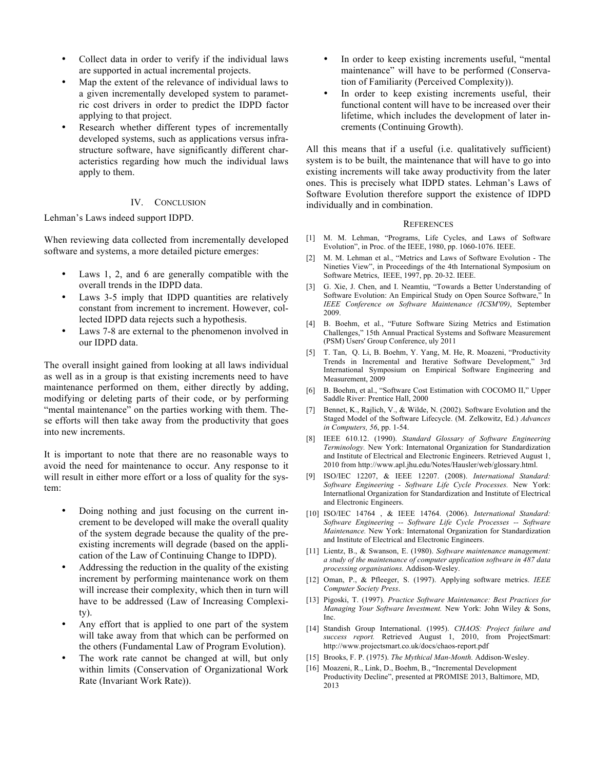- Collect data in order to verify if the individual laws are supported in actual incremental projects.
- Map the extent of the relevance of individual laws to a given incrementally developed system to parametric cost drivers in order to predict the IDPD factor applying to that project.
- Research whether different types of incrementally developed systems, such as applications versus infrastructure software, have significantly different characteristics regarding how much the individual laws apply to them.

## IV. Conclusion

Lehman's Laws indeed support IDPD.

When reviewing data collected from incrementally developed software and systems, a more detailed picture emerges:

- Laws 1, 2, and 6 are generally compatible with the overall trends in the IDPD data.
- Laws 3-5 imply that IDPD quantities are relatively constant from increment to increment. However, collected IDPD data rejects such a hypothesis.
- Laws 7-8 are external to the phenomenon involved in our IDPD data.

The overall insight gained from looking at all laws individual as well as in a group is that existing increments need to have maintenance performed on them, either directly by adding, modifying or deleting parts of their code, or by performing "mental maintenance" on the parties working with them. These efforts will then take away from the productivity that goes into new increments.

It is important to note that there are no reasonable ways to avoid the need for maintenance to occur. Any response to it will result in either more effort or a loss of quality for the system:

- Doing nothing and just focusing on the current increment to be developed will make the overall quality of the system degrade because the quality of the pre-existing increments will degrade (based on the application of the Law of Continuing Change to IDPD).
- Addressing the reduction in the quality of the existing increment by performing maintenance work on them will increase their complexity, which then in turn will have to be addressed (Law of Increasing Complexity).
- Any effort that is applied to one part of the system will take away from that which can be performed on the others (Fundamental Law of Program Evolution).
- The work rate cannot be changed at will, but only within limits (Conservation of Organizational Work Rate (Invariant Work Rate)).
- In order to keep existing increments useful, "mental maintenance" will have to be performed (Conservation of Familiarity (Perceived Complexity)).
- In order to keep existing increments useful, their functional content will have to be increased over their lifetime, which includes the development of later increments (Continuing Growth).

All this means that if a useful (i.e. qualitatively sufficient) system is to be built, the maintenance that will have to go into existing increments will take away productivity from the later ones. This is precisely what IDPD states. Lehman's Laws of Software Evolution therefore support the existence of IDPD individually and in combination.

## References

[1] M. M. Lehman, "Programs, Life Cycles, and Laws of Software Evolution", in Proc. of the IEEE, 1980, pp. 1060-1076. IEEE.

[2] M. M. Lehman et al., "Metrics and Laws of Software Evolution - The Nineties View", in Proceedings of the 4th International Symposium on Software Metrics, IEEE, 1997, pp. 20-32. IEEE.

[3] G. Xie, J. Chen, and I. Neamtiu, "Towards a Better Understanding of Software Evolution: An Empirical Study on Open Source Software," In *IEEE Conference on Software Maintenance (ICSM'09)*, September 2009.

[4] B. Boehm, et al., "Future Software Sizing Metrics and Estimation Challenges," 15th Annual Practical Systems and Software Measurement (PSM) Users' Group Conference, uly 2011

[5] T. Tan, Q. Li, B. Boehm, Y. Yang, M. He, R. Moazeni, "Productivity Trends in Incremental and Iterative Software Development," 3rd International Symposium on Empirical Software Engineering and Measurement, 2009

[6] B. Boehm, et al., "Software Cost Estimation with COCOMO II," Upper Saddle River: Prentice Hall, 2000

[7] Bennet, K., Rajlich, V., & Wilde, N. (2002). Software Evolution and the Staged Model of the Software Lifecycle. (M. Zelkowitz, Ed.) *Advances in Computers, 56*, pp. 1-54.

[8] IEEE 610.12. (1990). *Standard Glossary of Software Engineering Terminology.* New York: Internatonal Organization for Standardization and Institute of Electrical and Electronic Engineers. Retrieved August 1, 2010 from http://www.apl.jhu.edu/Notes/Hausler/web/glossary.html.

[9] ISO/IEC 12207, & IEEE 12207. (2008). *International Standard: Software Engineering - Software Life Cycle Processes.* New York: Internatlional Organization for Standardization and Institute of Electrical and Electronic Engineers.

[10] ISO/IEC 14764 , & IEEE 14764. (2006). *International Standard: Software Engineering -- Software Life Cycle Processes -- Software Maintenance.* New York: Internatonal Organization for Standardization and Institute of Electrical and Electronic Engineers.

[11] Lientz, B., & Swanson, E. (1980). *Software maintenance management: a study of the maintenance of computer application software in 487 data processing organisations.* Addison-Wesley.

[12] Oman, P., & Pfleeger, S. (1997). Applying software metrics. *IEEE Computer Society Press*.

[13] Pigoski, T. (1997). *Practice Software Maintenance: Best Practices for Managing Your Software Investment.* New York: John Wiley & Sons, Inc.

[14] Standish Group International. (1995). *CHAOS: Project failure and success report.* Retrieved August 1, 2010, from ProjectSmart: http://www.projectsmart.co.uk/docs/chaos-report.pdf

[15] Brooks, F. P. (1975). *The Mythical Man-Month.* Addison-Wesley.

[16] Moazeni, R., Link, D., Boehm, B., "Incremental Development Productivity Decline", presented at PROMISE 2013, Baltimore, MD, 2013